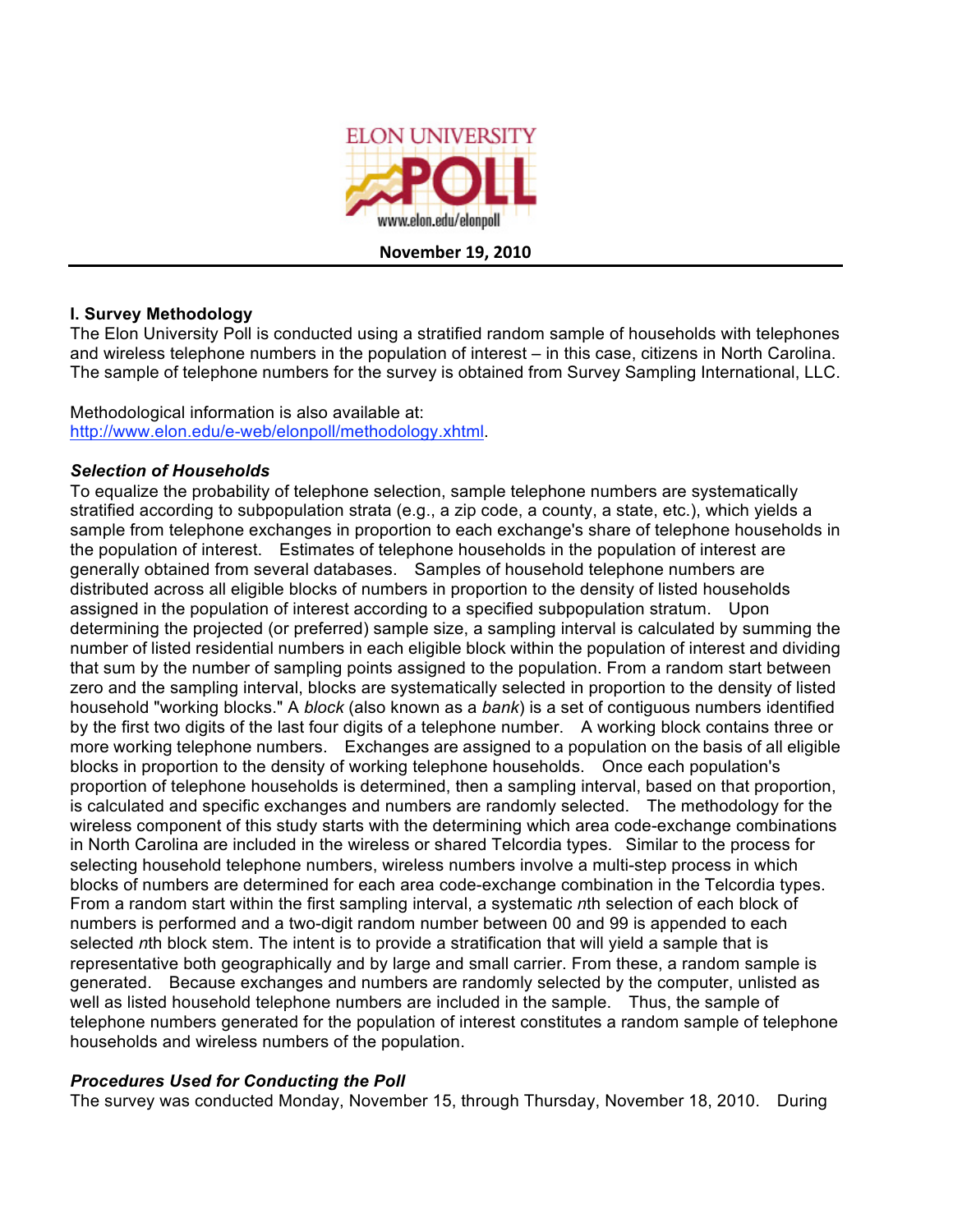ELON UNIVERSITY POLL

www.elon.edu/elonpoll

**November 19, 2010**

---

### I. Survey Methodology

The Elon University Poll is conducted using a stratified random sample of households with telephones and wireless telephone numbers in the population of interest – in this case, citizens in North Carolina. The sample of telephone numbers for the survey is obtained from Survey Sampling International, LLC.

Methodological information is also available at: [http://www.elon.edu/e-web/elonpoll/methodology.xhtml](http://www.elon.edu/e-web/elonpoll/methodology.xhtml).

#### *Selection of Households*

To equalize the probability of telephone selection, sample telephone numbers are systematically stratified according to subpopulation strata (e.g., a zip code, a county, a state, etc.), which yields a sample from telephone exchanges in proportion to each exchange's share of telephone households in the population of interest. Estimates of telephone households in the population of interest are generally obtained from several databases. Samples of household telephone numbers are distributed across all eligible blocks of numbers in proportion to the density of listed households assigned in the population of interest according to a specified subpopulation stratum. Upon determining the projected (or preferred) sample size, a sampling interval is calculated by summing the number of listed residential numbers in each eligible block within the population of interest and dividing that sum by the number of sampling points assigned to the population. From a random start between zero and the sampling interval, blocks are systematically selected in proportion to the density of listed household "working blocks." A *block* (also known as a *bank*) is a set of contiguous numbers identified by the first two digits of the last four digits of a telephone number. A working block contains three or more working telephone numbers. Exchanges are assigned to a population on the basis of all eligible blocks in proportion to the density of working telephone households. Once each population's proportion of telephone households is determined, then a sampling interval, based on that proportion, is calculated and specific exchanges and numbers are randomly selected. The methodology for the wireless component of this study starts with the determining which area code-exchange combinations in North Carolina are included in the wireless or shared Telcordia types. Similar to the process for selecting household telephone numbers, wireless numbers involve a multi-step process in which blocks of numbers are determined for each area code-exchange combination in the Telcordia types. From a random start within the first sampling interval, a systematic *n*th selection of each block of numbers is performed and a two-digit random number between 00 and 99 is appended to each selected *n*th block stem. The intent is to provide a stratification that will yield a sample that is representative both geographically and by large and small carrier. From these, a random sample is generated. Because exchanges and numbers are randomly selected by the computer, unlisted as well as listed household telephone numbers are included in the sample. Thus, the sample of telephone numbers generated for the population of interest constitutes a random sample of telephone households and wireless numbers of the population.

#### *Procedures Used for Conducting the Poll*

The survey was conducted Monday, November 15, through Thursday, November 18, 2010. During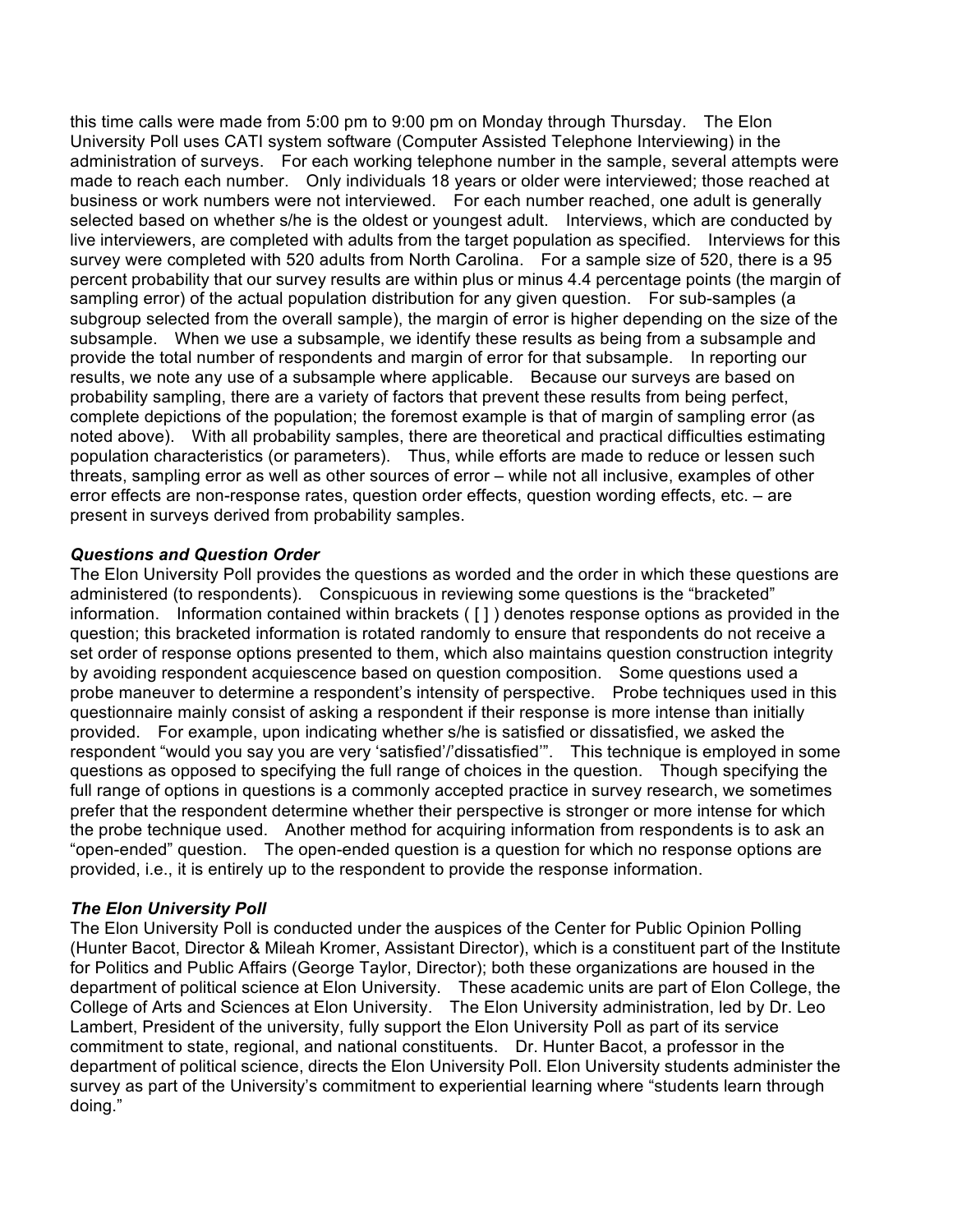this time calls were made from 5:00 pm to 9:00 pm on Monday through Thursday. The Elon University Poll uses CATI system software (Computer Assisted Telephone Interviewing) in the administration of surveys. For each working telephone number in the sample, several attempts were made to reach each number. Only individuals 18 years or older were interviewed; those reached at business or work numbers were not interviewed. For each number reached, one adult is generally selected based on whether s/he is the oldest or youngest adult. Interviews, which are conducted by live interviewers, are completed with adults from the target population as specified. Interviews for this survey were completed with 520 adults from North Carolina. For a sample size of 520, there is a 95 percent probability that our survey results are within plus or minus 4.4 percentage points (the margin of sampling error) of the actual population distribution for any given question. For sub-samples (a subgroup selected from the overall sample), the margin of error is higher depending on the size of the subsample. When we use a subsample, we identify these results as being from a subsample and provide the total number of respondents and margin of error for that subsample. In reporting our results, we note any use of a subsample where applicable. Because our surveys are based on probability sampling, there are a variety of factors that prevent these results from being perfect, complete depictions of the population; the foremost example is that of margin of sampling error (as noted above). With all probability samples, there are theoretical and practical difficulties estimating population characteristics (or parameters). Thus, while efforts are made to reduce or lessen such threats, sampling error as well as other sources of error – while not all inclusive, examples of other error effects are non-response rates, question order effects, question wording effects, etc. – are present in surveys derived from probability samples.

### *Questions and Question Order*

The Elon University Poll provides the questions as worded and the order in which these questions are administered (to respondents). Conspicuous in reviewing some questions is the "bracketed" information. Information contained within brackets ( [ ] ) denotes response options as provided in the question; this bracketed information is rotated randomly to ensure that respondents do not receive a set order of response options presented to them, which also maintains question construction integrity by avoiding respondent acquiescence based on question composition. Some questions used a probe maneuver to determine a respondent's intensity of perspective. Probe techniques used in this questionnaire mainly consist of asking a respondent if their response is more intense than initially provided. For example, upon indicating whether s/he is satisfied or dissatisfied, we asked the respondent "would you say you are very 'satisfied'/'dissatisfied'". This technique is employed in some questions as opposed to specifying the full range of choices in the question. Though specifying the full range of options in questions is a commonly accepted practice in survey research, we sometimes prefer that the respondent determine whether their perspective is stronger or more intense for which the probe technique used. Another method for acquiring information from respondents is to ask an "open-ended" question. The open-ended question is a question for which no response options are provided, i.e., it is entirely up to the respondent to provide the response information.

### *The Elon University Poll*

The Elon University Poll is conducted under the auspices of the Center for Public Opinion Polling (Hunter Bacot, Director & Mileah Kromer, Assistant Director), which is a constituent part of the Institute for Politics and Public Affairs (George Taylor, Director); both these organizations are housed in the department of political science at Elon University. These academic units are part of Elon College, the College of Arts and Sciences at Elon University. The Elon University administration, led by Dr. Leo Lambert, President of the university, fully support the Elon University Poll as part of its service commitment to state, regional, and national constituents. Dr. Hunter Bacot, a professor in the department of political science, directs the Elon University Poll. Elon University students administer the survey as part of the University's commitment to experiential learning where "students learn through doing."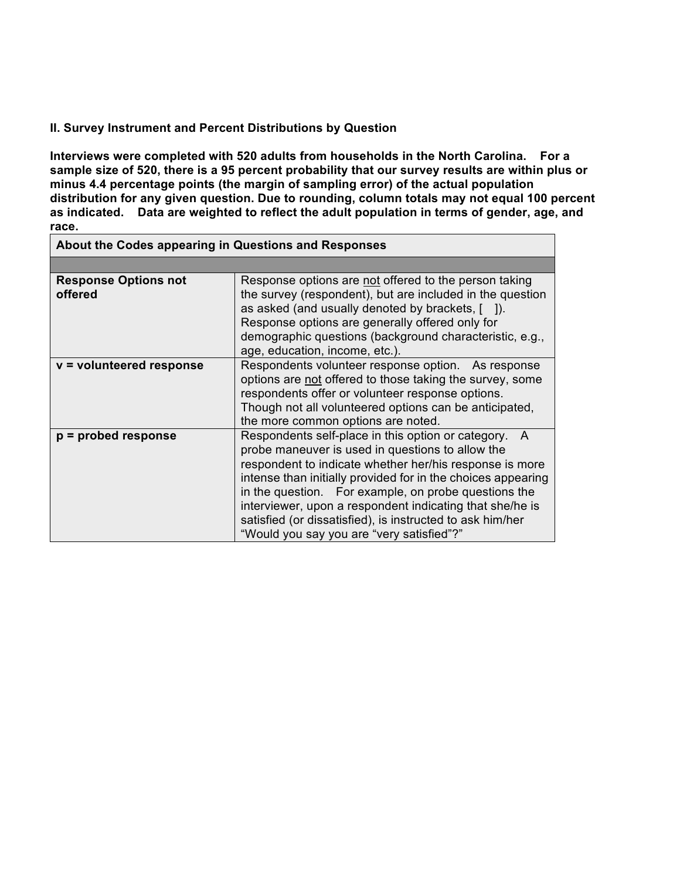## II. Survey Instrument and Percent Distributions by Question

**Interviews were completed with 520 adults from households in the North Carolina. For a sample size of 520, there is a 95 percent probability that our survey results are within plus or minus 4.4 percentage points (the margin of sampling error) of the actual population distribution for any given question. Due to rounding, column totals may not equal 100 percent as indicated. Data are weighted to reflect the adult population in terms of gender, age, and race.**

| About the Codes appearing in Questions and Responses | |
|---|---|
| | |
| **Response Options not offered** | Response options are not offered to the person taking the survey (respondent), but are included in the question as asked (and usually denoted by brackets, [ ]). Response options are generally offered only for demographic questions (background characteristic, e.g., age, education, income, etc.). |
| **v = volunteered response** | Respondents volunteer response option. As response options are not offered to those taking the survey, some respondents offer or volunteer response options. Though not all volunteered options can be anticipated, the more common options are noted. |
| **p = probed response** | Respondents self-place in this option or category. A probe maneuver is used in questions to allow the respondent to indicate whether her/his response is more intense than initially provided for in the choices appearing in the question. For example, on probe questions the interviewer, upon a respondent indicating that she/he is satisfied (or dissatisfied), is instructed to ask him/her "Would you say you are "very satisfied"?" |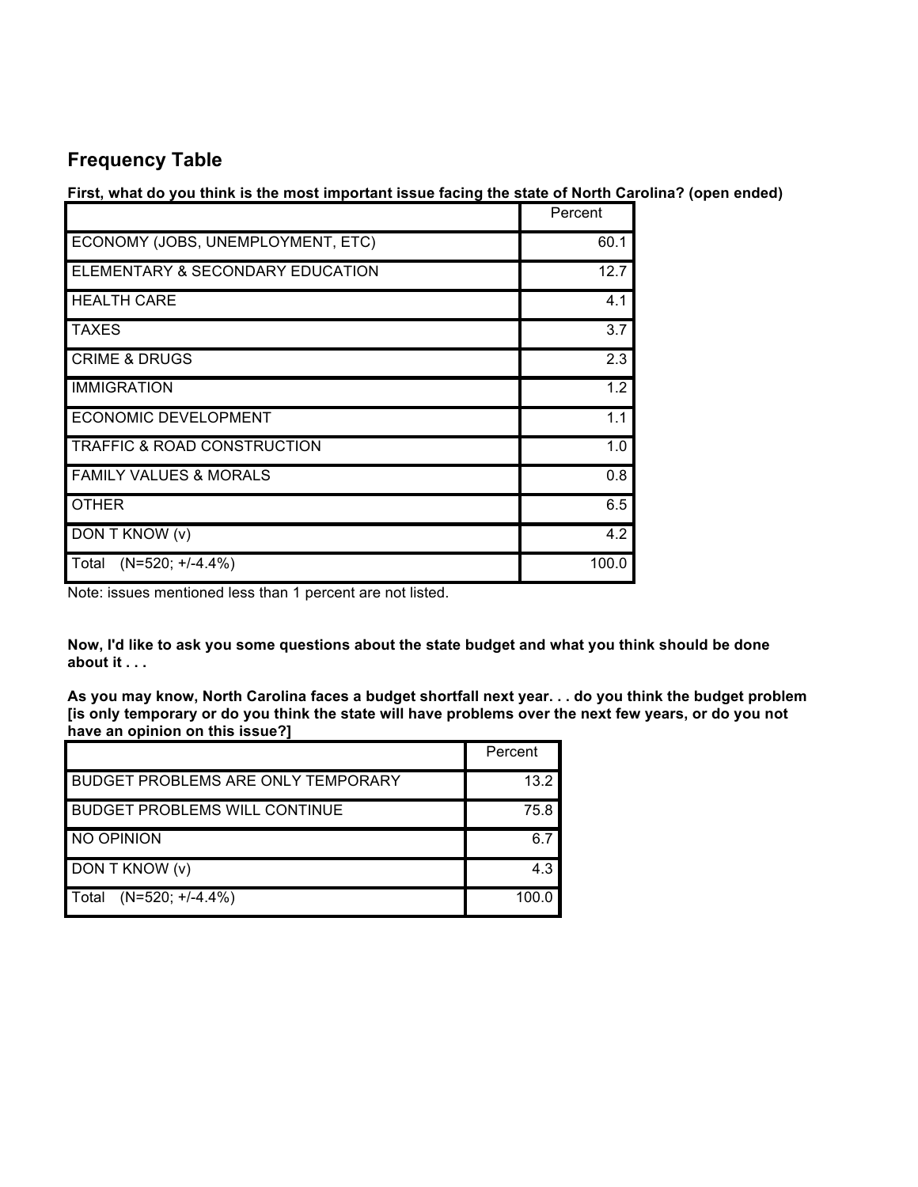## Frequency Table

**First, what do you think is the most important issue facing the state of North Carolina? (open ended)**

| | Percent |
|---|---|
| ECONOMY (JOBS, UNEMPLOYMENT, ETC) | 60.1 |
| ELEMENTARY & SECONDARY EDUCATION | 12.7 |
| HEALTH CARE | 4.1 |
| TAXES | 3.7 |
| CRIME & DRUGS | 2.3 |
| IMMIGRATION | 1.2 |
| ECONOMIC DEVELOPMENT | 1.1 |
| TRAFFIC & ROAD CONSTRUCTION | 1.0 |
| FAMILY VALUES & MORALS | 0.8 |
| OTHER | 6.5 |
| DON T KNOW (v) | 4.2 |
| Total (N=520; +/-4.4%) | 100.0 |

Note: issues mentioned less than 1 percent are not listed.

**Now, I'd like to ask you some questions about the state budget and what you think should be done about it . . .**

**As you may know, North Carolina faces a budget shortfall next year. . . do you think the budget problem [is only temporary or do you think the state will have problems over the next few years, or do you not have an opinion on this issue?]**

| | Percent |
|---|---|
| BUDGET PROBLEMS ARE ONLY TEMPORARY | 13.2 |
| BUDGET PROBLEMS WILL CONTINUE | 75.8 |
| NO OPINION | 6.7 |
| DON T KNOW (v) | 4.3 |
| Total (N=520; +/-4.4%) | 100.0 |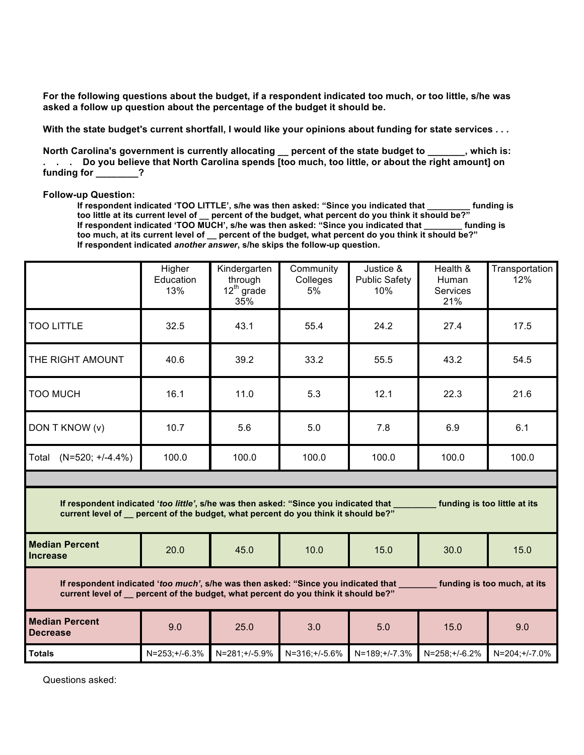**For the following questions about the budget, if a respondent indicated too much, or too little, s/he was asked a follow up question about the percentage of the budget it should be.**

**With the state budget's current shortfall, I would like your opinions about funding for state services . . .**

**North Carolina's government is currently allocating __ percent of the state budget to _______, which is: . . . . Do you believe that North Carolina spends [too much, too little, or about the right amount] on funding for ________?**

**Follow-up Question:**

> **If respondent indicated 'TOO LITTLE', s/he was then asked: "Since you indicated that _________ funding is too little at its current level of __ percent of the budget, what percent do you think it should be?"**
> **If respondent indicated 'TOO MUCH', s/he was then asked: "Since you indicated that ________ funding is too much, at its current level of __ percent of the budget, what percent do you think it should be?"**
> **If respondent indicated *another answer*, s/he skips the follow-up question.**

| | Higher Education 13% | Kindergarten through 12th grade 35% | Community Colleges 5% | Justice & Public Safety 10% | Health & Human Services 21% | Transportation 12% |
|---|---|---|---|---|---|---|
| TOO LITTLE | 32.5 | 43.1 | 55.4 | 24.2 | 27.4 | 17.5 |
| THE RIGHT AMOUNT | 40.6 | 39.2 | 33.2 | 55.5 | 43.2 | 54.5 |
| TOO MUCH | 16.1 | 11.0 | 5.3 | 12.1 | 22.3 | 21.6 |
| DON T KNOW (v) | 10.7 | 5.6 | 5.0 | 7.8 | 6.9 | 6.1 |
| Total (N=520; +/-4.4%) | 100.0 | 100.0 | 100.0 | 100.0 | 100.0 | 100.0 |
| **If respondent indicated '*too little*', s/he was then asked: "Since you indicated that _________ funding is too little at its current level of __ percent of the budget, what percent do you think it should be?"** | | | | | | |
| **Median Percent Increase** | 20.0 | 45.0 | 10.0 | 15.0 | 30.0 | 15.0 |
| **If respondent indicated '*too much*', s/he was then asked: "Since you indicated that ________ funding is too much, at its current level of __ percent of the budget, what percent do you think it should be?"** | | | | | | |
| **Median Percent Decrease** | 9.0 | 25.0 | 3.0 | 5.0 | 15.0 | 9.0 |
| **Totals** | N=253;+/-6.3% | N=281;+/-5.9% | N=316;+/-5.6% | N=189;+/-7.3% | N=258;+/-6.2% | N=204;+/-7.0% |

Questions asked: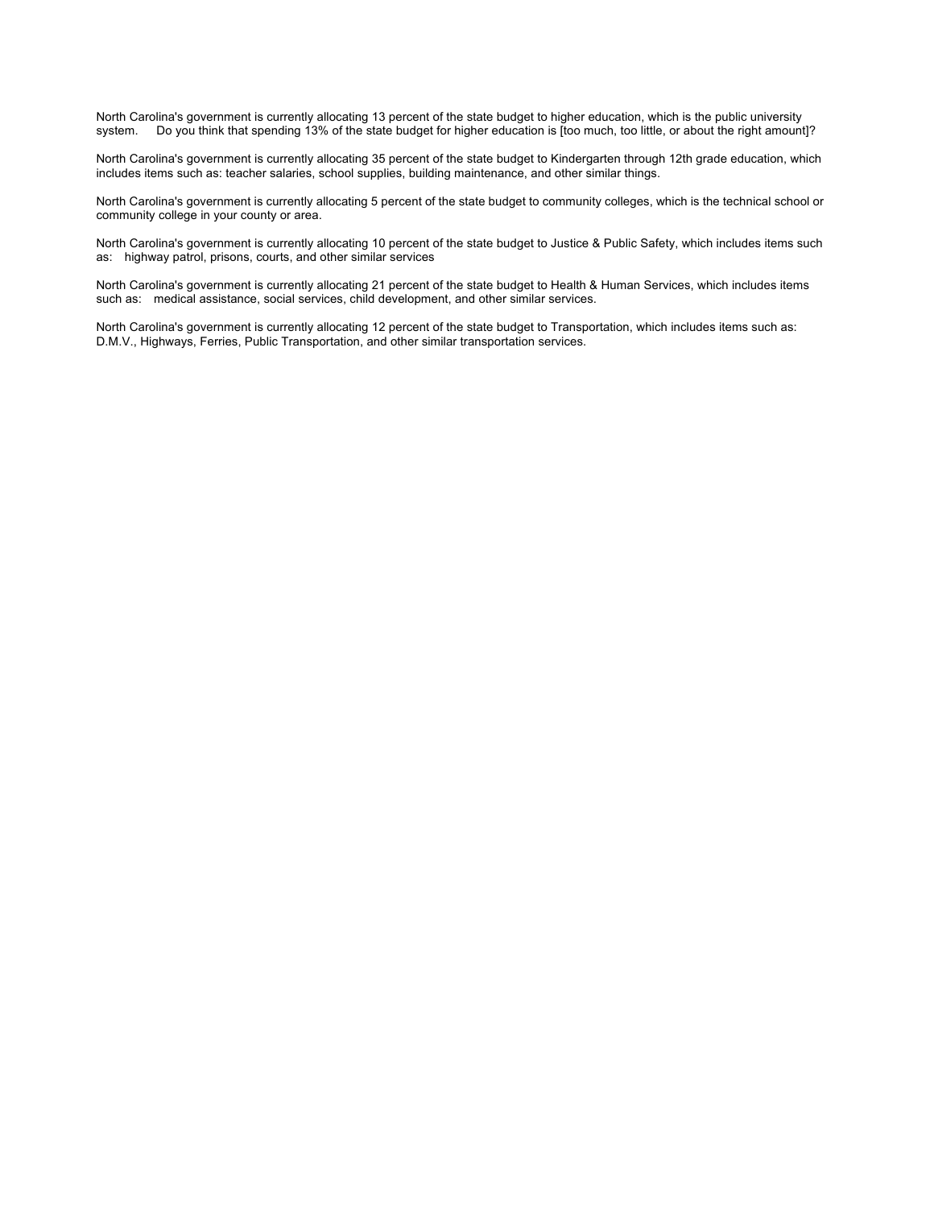North Carolina's government is currently allocating 13 percent of the state budget to higher education, which is the public university system. Do you think that spending 13% of the state budget for higher education is [too much, too little, or about the right amount]?

North Carolina's government is currently allocating 35 percent of the state budget to Kindergarten through 12th grade education, which includes items such as: teacher salaries, school supplies, building maintenance, and other similar things.

North Carolina's government is currently allocating 5 percent of the state budget to community colleges, which is the technical school or community college in your county or area.

North Carolina's government is currently allocating 10 percent of the state budget to Justice & Public Safety, which includes items such as: highway patrol, prisons, courts, and other similar services

North Carolina's government is currently allocating 21 percent of the state budget to Health & Human Services, which includes items such as: medical assistance, social services, child development, and other similar services.

North Carolina's government is currently allocating 12 percent of the state budget to Transportation, which includes items such as: D.M.V., Highways, Ferries, Public Transportation, and other similar transportation services.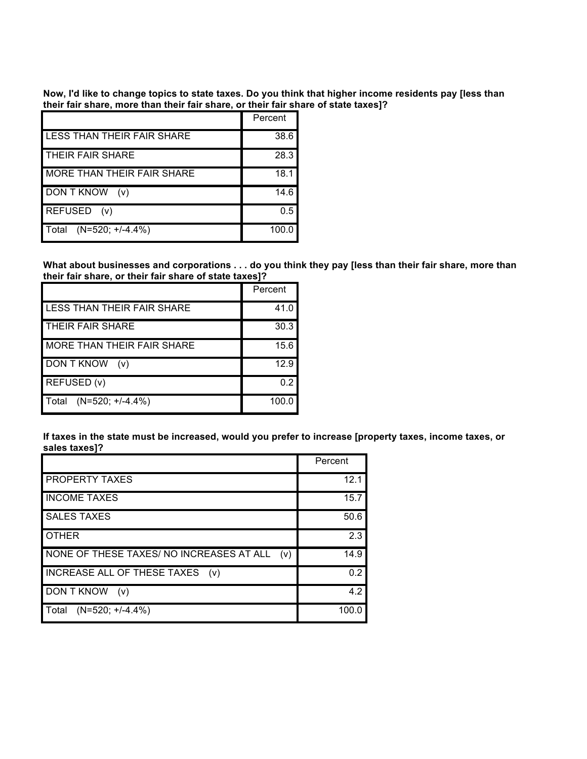**Now, I'd like to change topics to state taxes. Do you think that higher income residents pay [less than their fair share, more than their fair share, or their fair share of state taxes]?**

| | Percent |
|---|---|
| LESS THAN THEIR FAIR SHARE | 38.6 |
| THEIR FAIR SHARE | 28.3 |
| MORE THAN THEIR FAIR SHARE | 18.1 |
| DON T KNOW (v) | 14.6 |
| REFUSED (v) | 0.5 |
| Total (N=520; +/-4.4%) | 100.0 |

**What about businesses and corporations . . . do you think they pay [less than their fair share, more than their fair share, or their fair share of state taxes]?**

| | Percent |
|---|---|
| LESS THAN THEIR FAIR SHARE | 41.0 |
| THEIR FAIR SHARE | 30.3 |
| MORE THAN THEIR FAIR SHARE | 15.6 |
| DON T KNOW (v) | 12.9 |
| REFUSED (v) | 0.2 |
| Total (N=520; +/-4.4%) | 100.0 |

**If taxes in the state must be increased, would you prefer to increase [property taxes, income taxes, or sales taxes]?**

| | Percent |
|---|---|
| PROPERTY TAXES | 12.1 |
| INCOME TAXES | 15.7 |
| SALES TAXES | 50.6 |
| OTHER | 2.3 |
| NONE OF THESE TAXES/ NO INCREASES AT ALL (v) | 14.9 |
| INCREASE ALL OF THESE TAXES (v) | 0.2 |
| DON T KNOW (v) | 4.2 |
| Total (N=520; +/-4.4%) | 100.0 |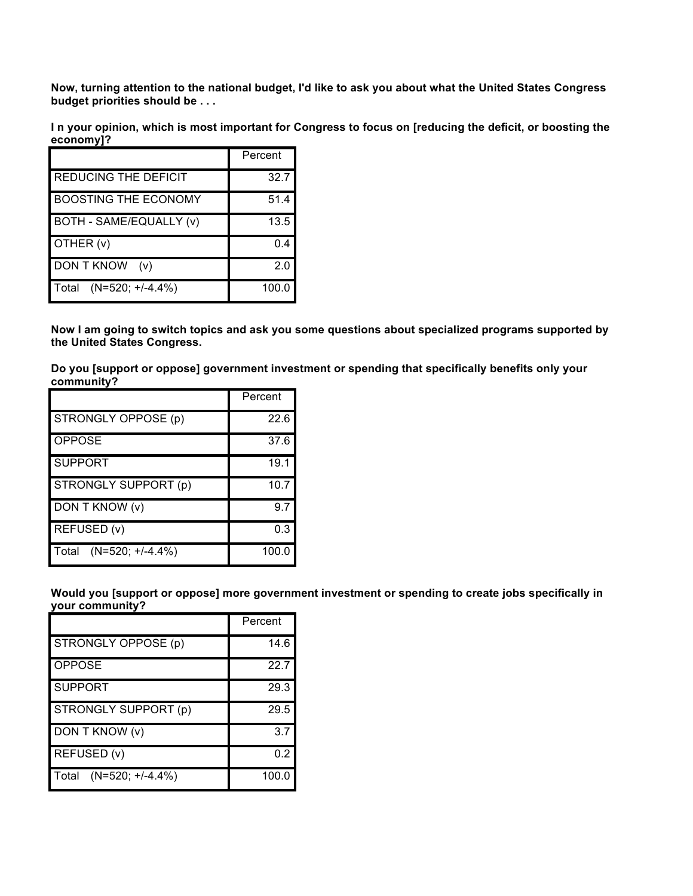**Now, turning attention to the national budget, I'd like to ask you about what the United States Congress budget priorities should be . . .**

**I n your opinion, which is most important for Congress to focus on [reducing the deficit, or boosting the economy]?**

| | Percent |
|---|---|
| REDUCING THE DEFICIT | 32.7 |
| BOOSTING THE ECONOMY | 51.4 |
| BOTH - SAME/EQUALLY (v) | 13.5 |
| OTHER (v) | 0.4 |
| DON T KNOW (v) | 2.0 |
| Total (N=520; +/-4.4%) | 100.0 |

**Now I am going to switch topics and ask you some questions about specialized programs supported by the United States Congress.**

**Do you [support or oppose] government investment or spending that specifically benefits only your community?**

| | Percent |
|---|---|
| STRONGLY OPPOSE (p) | 22.6 |
| OPPOSE | 37.6 |
| SUPPORT | 19.1 |
| STRONGLY SUPPORT (p) | 10.7 |
| DON T KNOW (v) | 9.7 |
| REFUSED (v) | 0.3 |
| Total (N=520; +/-4.4%) | 100.0 |

**Would you [support or oppose] more government investment or spending to create jobs specifically in your community?**

| | Percent |
|---|---|
| STRONGLY OPPOSE (p) | 14.6 |
| OPPOSE | 22.7 |
| SUPPORT | 29.3 |
| STRONGLY SUPPORT (p) | 29.5 |
| DON T KNOW (v) | 3.7 |
| REFUSED (v) | 0.2 |
| Total (N=520; +/-4.4%) | 100.0 |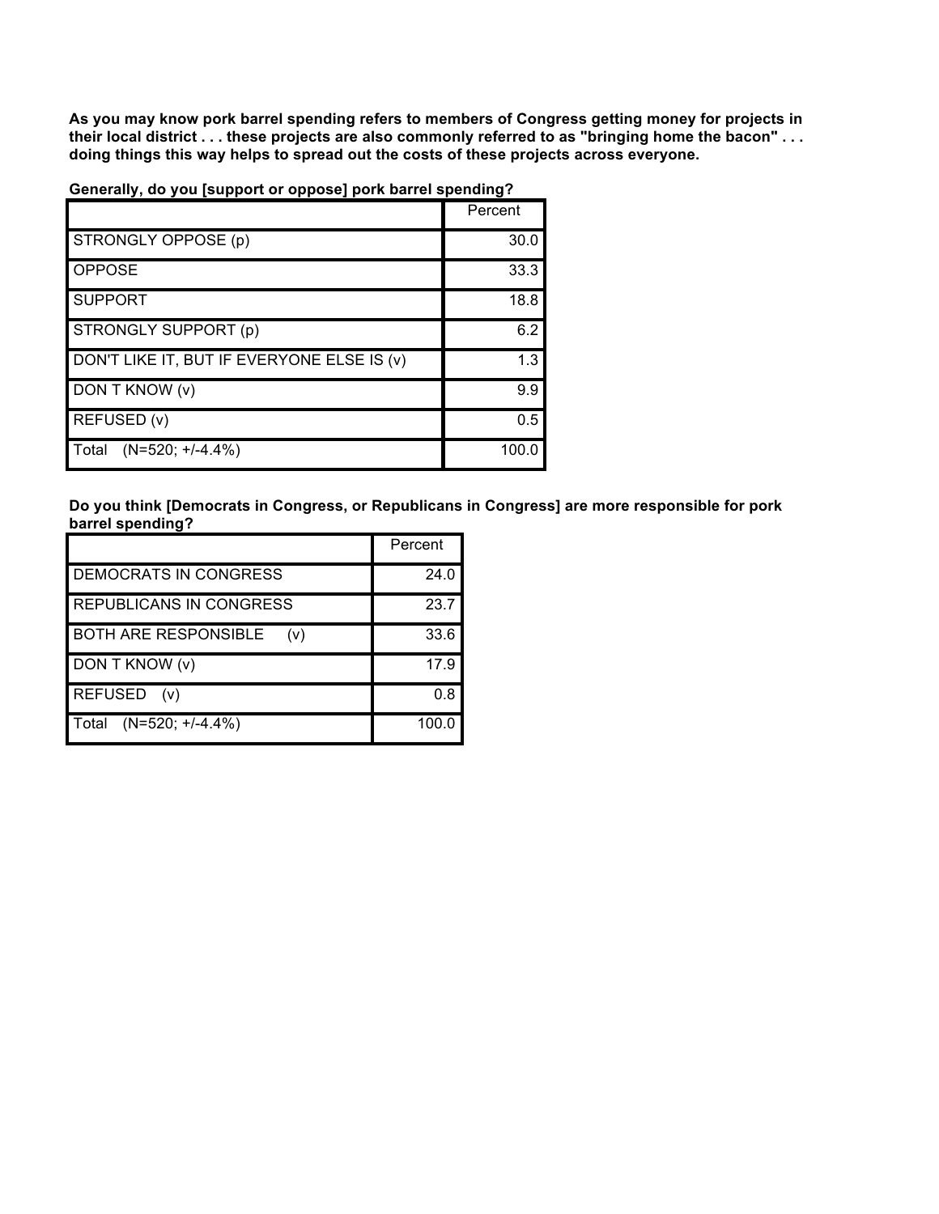**As you may know pork barrel spending refers to members of Congress getting money for projects in their local district . . . these projects are also commonly referred to as "bringing home the bacon" . . . doing things this way helps to spread out the costs of these projects across everyone.**

**Generally, do you [support or oppose] pork barrel spending?**

| | Percent |
|---|---|
| STRONGLY OPPOSE (p) | 30.0 |
| OPPOSE | 33.3 |
| SUPPORT | 18.8 |
| STRONGLY SUPPORT (p) | 6.2 |
| DON'T LIKE IT, BUT IF EVERYONE ELSE IS (v) | 1.3 |
| DON T KNOW (v) | 9.9 |
| REFUSED (v) | 0.5 |
| Total (N=520; +/-4.4%) | 100.0 |

**Do you think [Democrats in Congress, or Republicans in Congress] are more responsible for pork barrel spending?**

| | Percent |
|---|---|
| DEMOCRATS IN CONGRESS | 24.0 |
| REPUBLICANS IN CONGRESS | 23.7 |
| BOTH ARE RESPONSIBLE (v) | 33.6 |
| DON T KNOW (v) | 17.9 |
| REFUSED (v) | 0.8 |
| Total (N=520; +/-4.4%) | 100.0 |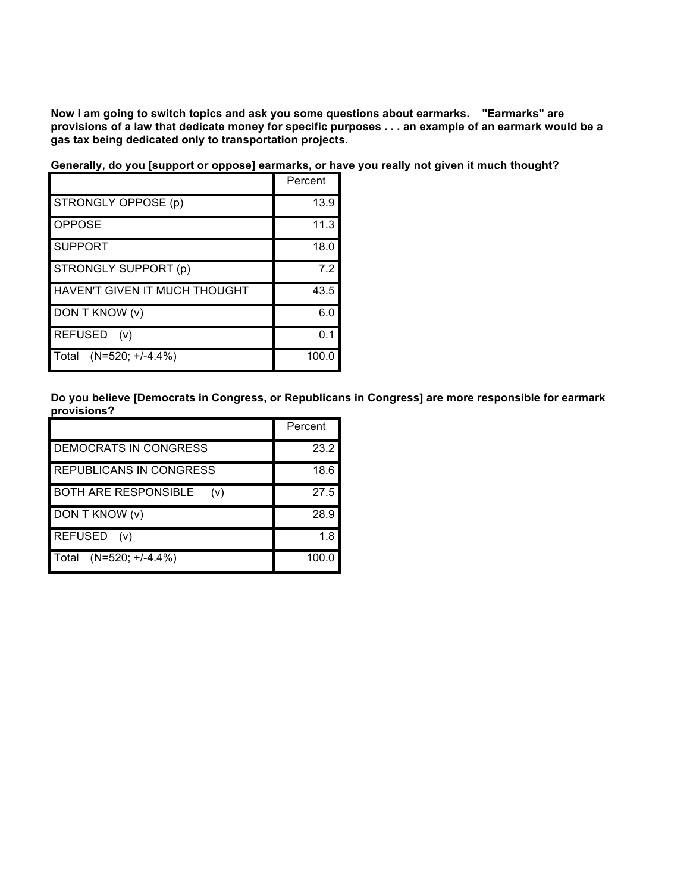**Now I am going to switch topics and ask you some questions about earmarks. "Earmarks" are provisions of a law that dedicate money for specific purposes . . . an example of an earmark would be a gas tax being dedicated only to transportation projects.**

**Generally, do you [support or oppose] earmarks, or have you really not given it much thought?**

| | Percent |
|---|---|
| STRONGLY OPPOSE (p) | 13.9 |
| OPPOSE | 11.3 |
| SUPPORT | 18.0 |
| STRONGLY SUPPORT (p) | 7.2 |
| HAVEN'T GIVEN IT MUCH THOUGHT | 43.5 |
| DON T KNOW (v) | 6.0 |
| REFUSED (v) | 0.1 |
| Total (N=520; +/-4.4%) | 100.0 |

**Do you believe [Democrats in Congress, or Republicans in Congress] are more responsible for earmark provisions?**

| | Percent |
|---|---|
| DEMOCRATS IN CONGRESS | 23.2 |
| REPUBLICANS IN CONGRESS | 18.6 |
| BOTH ARE RESPONSIBLE (v) | 27.5 |
| DON T KNOW (v) | 28.9 |
| REFUSED (v) | 1.8 |
| Total (N=520; +/-4.4%) | 100.0 |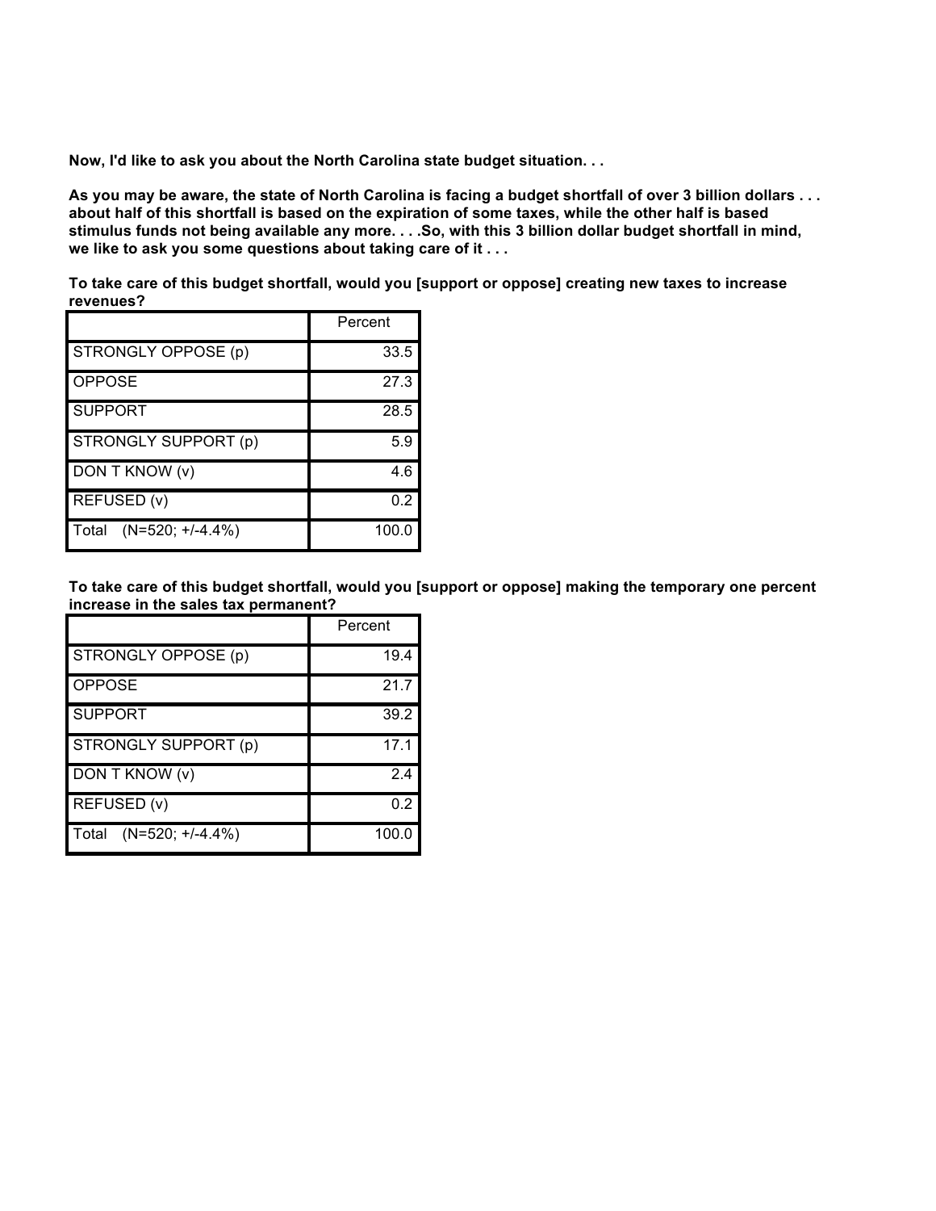**Now, I'd like to ask you about the North Carolina state budget situation. . .**

**As you may be aware, the state of North Carolina is facing a budget shortfall of over 3 billion dollars . . . about half of this shortfall is based on the expiration of some taxes, while the other half is based stimulus funds not being available any more. . . .So, with this 3 billion dollar budget shortfall in mind, we like to ask you some questions about taking care of it . . .**

**To take care of this budget shortfall, would you [support or oppose] creating new taxes to increase revenues?**

| | Percent |
|---|---|
| STRONGLY OPPOSE (p) | 33.5 |
| OPPOSE | 27.3 |
| SUPPORT | 28.5 |
| STRONGLY SUPPORT (p) | 5.9 |
| DON T KNOW (v) | 4.6 |
| REFUSED (v) | 0.2 |
| Total (N=520; +/-4.4%) | 100.0 |

**To take care of this budget shortfall, would you [support or oppose] making the temporary one percent increase in the sales tax permanent?**

| | Percent |
|---|---|
| STRONGLY OPPOSE (p) | 19.4 |
| OPPOSE | 21.7 |
| SUPPORT | 39.2 |
| STRONGLY SUPPORT (p) | 17.1 |
| DON T KNOW (v) | 2.4 |
| REFUSED (v) | 0.2 |
| Total (N=520; +/-4.4%) | 100.0 |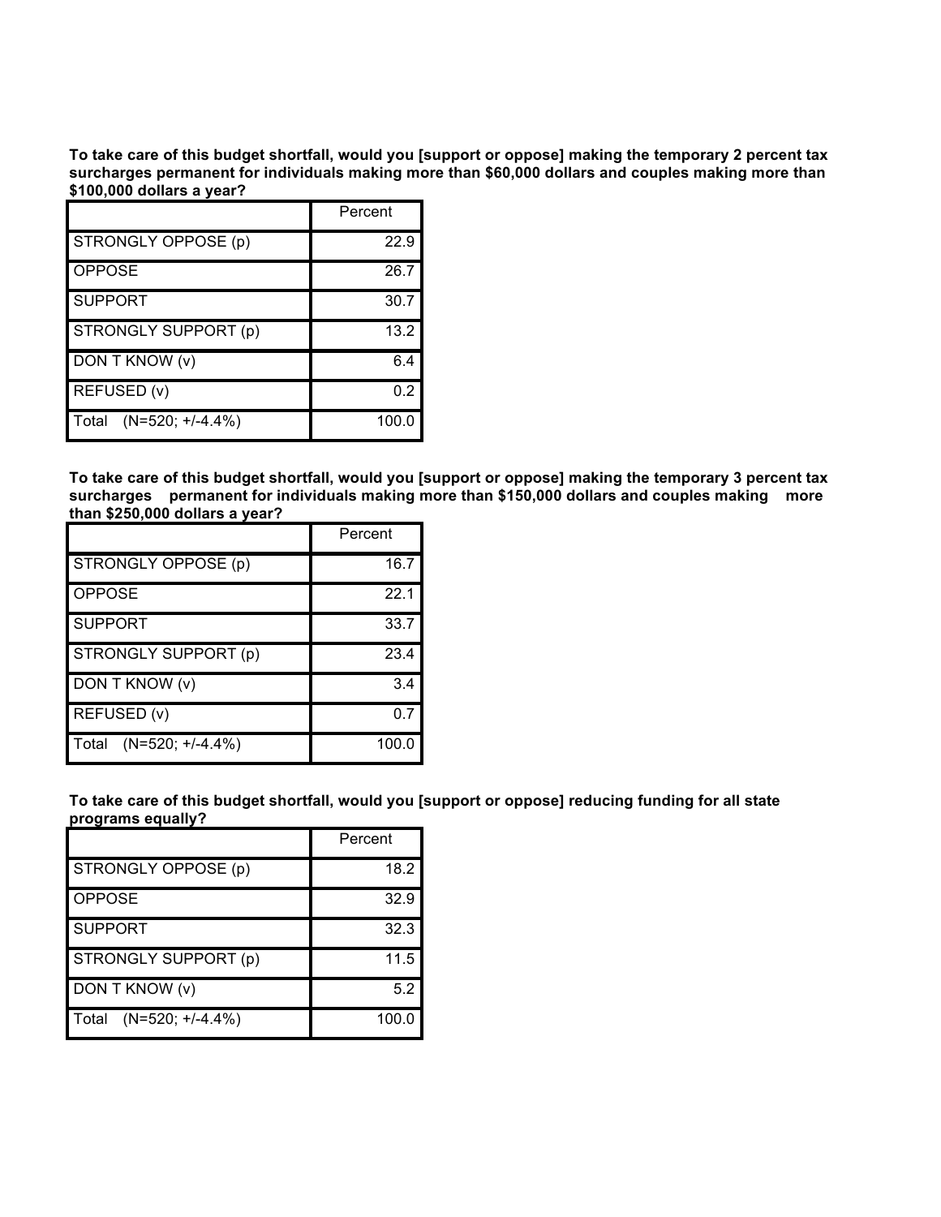**To take care of this budget shortfall, would you [support or oppose] making the temporary 2 percent tax surcharges permanent for individuals making more than $60,000 dollars and couples making more than $100,000 dollars a year?**

| | Percent |
|---|---|
| STRONGLY OPPOSE (p) | 22.9 |
| OPPOSE | 26.7 |
| SUPPORT | 30.7 |
| STRONGLY SUPPORT (p) | 13.2 |
| DON T KNOW (v) | 6.4 |
| REFUSED (v) | 0.2 |
| Total (N=520; +/-4.4%) | 100.0 |

**To take care of this budget shortfall, would you [support or oppose] making the temporary 3 percent tax surcharges permanent for individuals making more than $150,000 dollars and couples making more than $250,000 dollars a year?**

| | Percent |
|---|---|
| STRONGLY OPPOSE (p) | 16.7 |
| OPPOSE | 22.1 |
| SUPPORT | 33.7 |
| STRONGLY SUPPORT (p) | 23.4 |
| DON T KNOW (v) | 3.4 |
| REFUSED (v) | 0.7 |
| Total (N=520; +/-4.4%) | 100.0 |

**To take care of this budget shortfall, would you [support or oppose] reducing funding for all state programs equally?**

| | Percent |
|---|---|
| STRONGLY OPPOSE (p) | 18.2 |
| OPPOSE | 32.9 |
| SUPPORT | 32.3 |
| STRONGLY SUPPORT (p) | 11.5 |
| DON T KNOW (v) | 5.2 |
| Total (N=520; +/-4.4%) | 100.0 |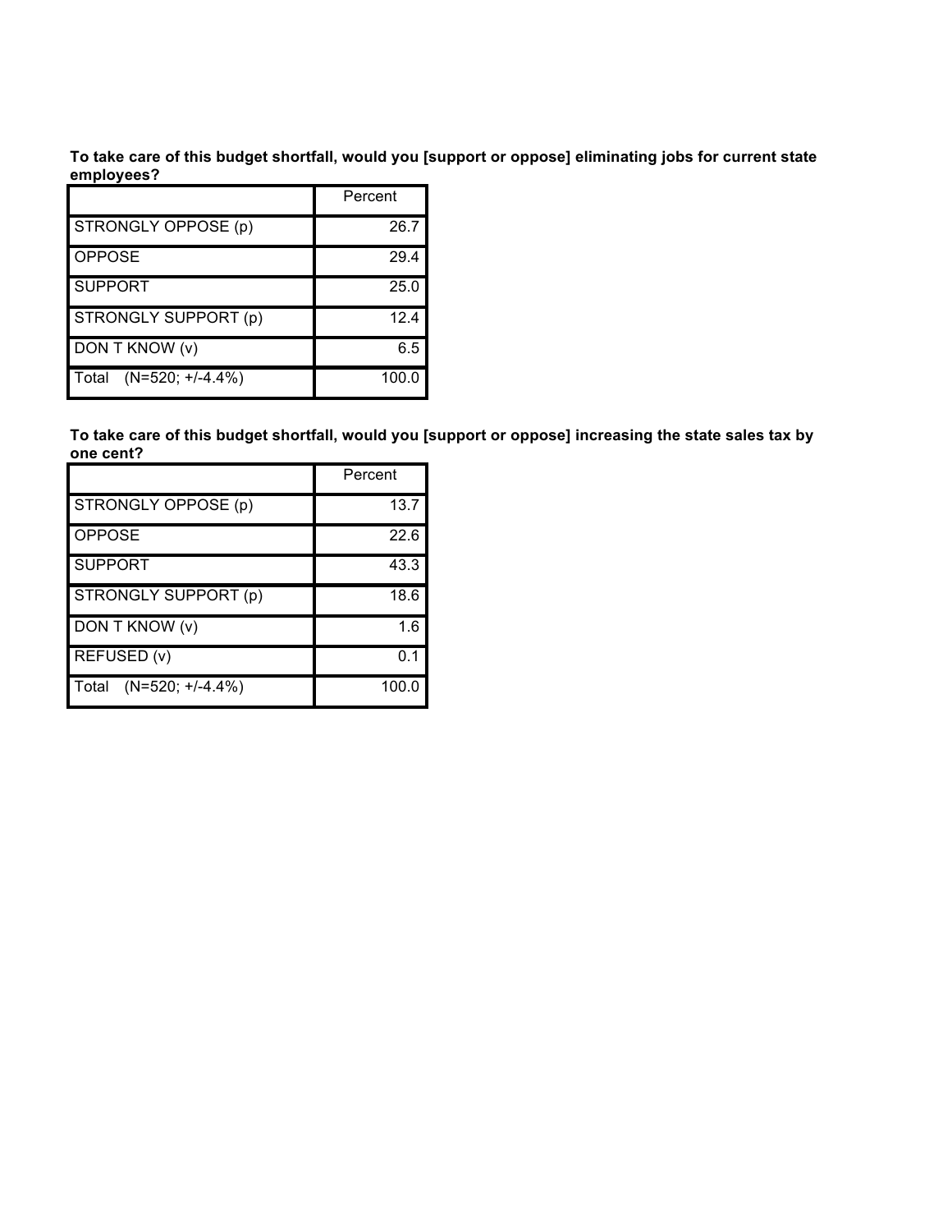**To take care of this budget shortfall, would you [support or oppose] eliminating jobs for current state employees?**

| | Percent |
|---|---|
| STRONGLY OPPOSE (p) | 26.7 |
| OPPOSE | 29.4 |
| SUPPORT | 25.0 |
| STRONGLY SUPPORT (p) | 12.4 |
| DON T KNOW (v) | 6.5 |
| Total (N=520; +/-4.4%) | 100.0 |

**To take care of this budget shortfall, would you [support or oppose] increasing the state sales tax by one cent?**

| | Percent |
|---|---|
| STRONGLY OPPOSE (p) | 13.7 |
| OPPOSE | 22.6 |
| SUPPORT | 43.3 |
| STRONGLY SUPPORT (p) | 18.6 |
| DON T KNOW (v) | 1.6 |
| REFUSED (v) | 0.1 |
| Total (N=520; +/-4.4%) | 100.0 |